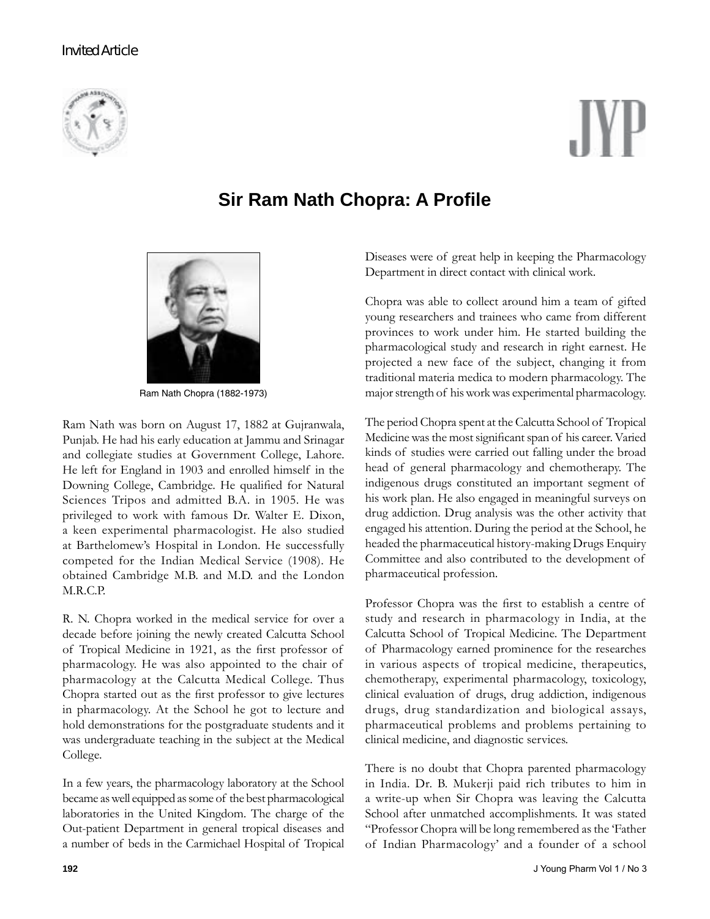Invited Article

# Sir Ram Nath Chopra: A Profile

Ram Nath Chopra (1882-1973)

Ram Nath was born on August 17, 1882 at Gujranwala, Punjab. He had his early education at Jammu and Srinagar and collegiate studies at Government College, Lahore. He left for England in 1903 and enrolled himself in the Downing College, Cambridge. He qualified for Natural Sciences Tripos and admitted B.A. in 1905. He was privileged to work with famous Dr. Walter E. Dixon, a keen experimental pharmacologist. He also studied at Barthelomew's Hospital in London. He successfully competed for the Indian Medical Service (1908). He obtained Cambridge M.B. and M.D. and the London M.R.C.P.

R. N. Chopra worked in the medical service for over a decade before joining the newly created Calcutta School of Tropical Medicine in 1921, as the first professor of pharmacology. He was also appointed to the chair of pharmacology at the Calcutta Medical College. Thus Chopra started out as the first professor to give lectures in pharmacology. At the School he got to lecture and hold demonstrations for the postgraduate students and it was undergraduate teaching in the subject at the Medical College.

In a few years, the pharmacology laboratory at the School became as well equipped as some of the best pharmacological laboratories in the United Kingdom. The charge of the Out-patient Department in general tropical diseases and a number of beds in the Carmichael Hospital of Tropical Diseases were of great help in keeping the Pharmacology Department in direct contact with clinical work.

Chopra was able to collect around him a team of gifted young researchers and trainees who came from different provinces to work under him. He started building the pharmacological study and research in right earnest. He projected a new face of the subject, changing it from traditional materia medica to modern pharmacology. The major strength of his work was experimental pharmacology.

The period Chopra spent at the Calcutta School of Tropical Medicine was the most significant span of his career. Varied kinds of studies were carried out falling under the broad head of general pharmacology and chemotherapy. The indigenous drugs constituted an important segment of his work plan. He also engaged in meaningful surveys on drug addiction. Drug analysis was the other activity that engaged his attention. During the period at the School, he headed the pharmaceutical history-making Drugs Enquiry Committee and also contributed to the development of pharmaceutical profession.

Professor Chopra was the first to establish a centre of study and research in pharmacology in India, at the Calcutta School of Tropical Medicine. The Department of Pharmacology earned prominence for the researches in various aspects of tropical medicine, therapeutics, chemotherapy, experimental pharmacology, toxicology, clinical evaluation of drugs, drug addiction, indigenous drugs, drug standardization and biological assays, pharmaceutical problems and problems pertaining to clinical medicine, and diagnostic services.

There is no doubt that Chopra parented pharmacology in India. Dr. B. Mukerji paid rich tributes to him in a write-up when Sir Chopra was leaving the Calcutta School after unmatched accomplishments. It was stated "Professor Chopra will be long remembered as the 'Father of Indian Pharmacology' and a founder of a school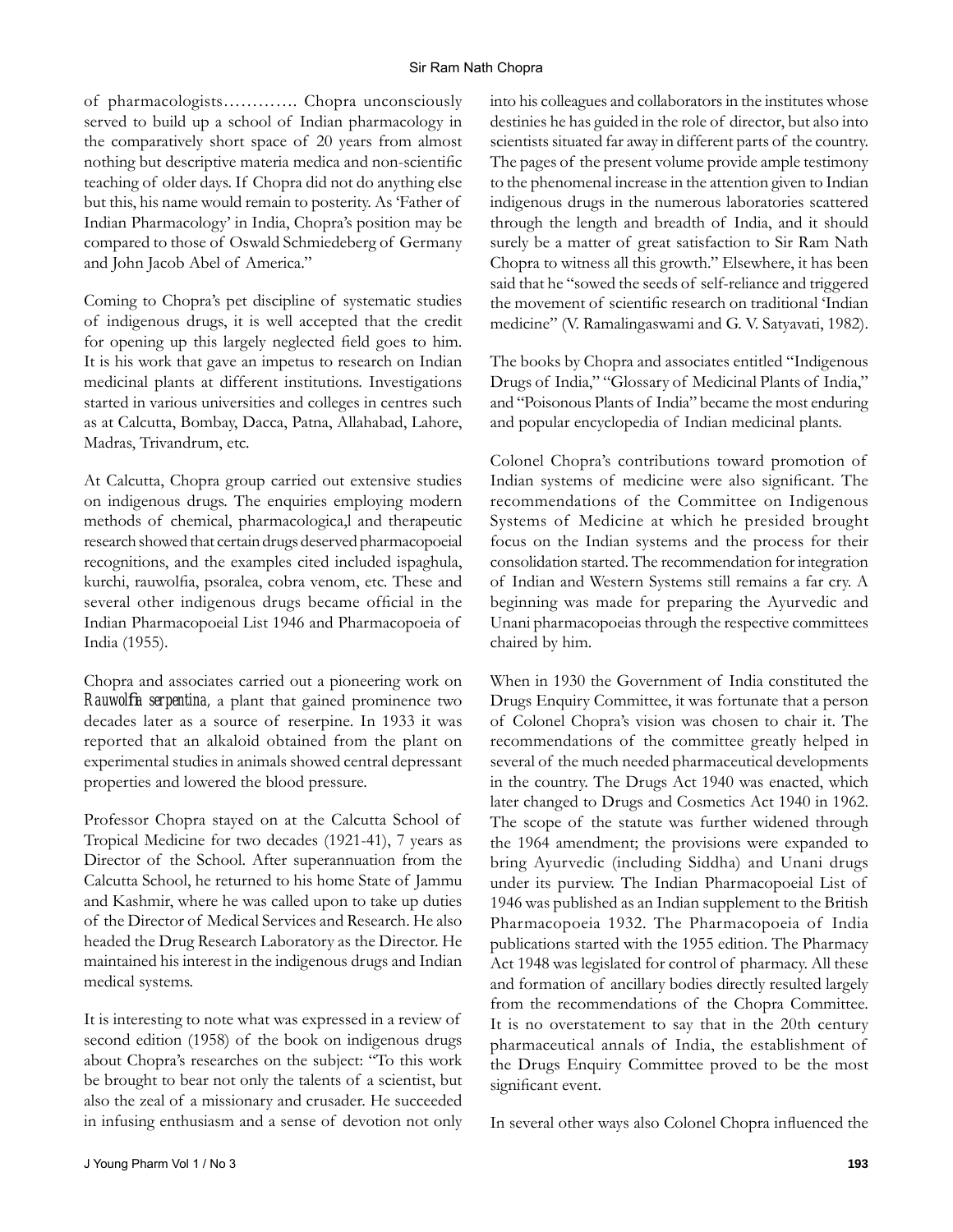of pharmacologists…………. Chopra unconsciously served to build up a school of Indian pharmacology in the comparatively short space of 20 years from almost nothing but descriptive materia medica and non-scientific teaching of older days. If Chopra did not do anything else but this, his name would remain to posterity. As 'Father of Indian Pharmacology' in India, Chopra's position may be compared to those of Oswald Schmiedeberg of Germany and John Jacob Abel of America."

Coming to Chopra's pet discipline of systematic studies of indigenous drugs, it is well accepted that the credit for opening up this largely neglected field goes to him. It is his work that gave an impetus to research on Indian medicinal plants at different institutions. Investigations started in various universities and colleges in centres such as at Calcutta, Bombay, Dacca, Patna, Allahabad, Lahore, Madras, Trivandrum, etc.

At Calcutta, Chopra group carried out extensive studies on indigenous drugs. The enquiries employing modern methods of chemical, pharmacologica,l and therapeutic research showed that certain drugs deserved pharmacopoeial recognitions, and the examples cited included ispaghula, kurchi, rauwolfia, psoralea, cobra venom, etc. These and several other indigenous drugs became official in the Indian Pharmacopoeial List 1946 and Pharmacopoeia of India (1955).

Chopra and associates carried out a pioneering work on *Rauwolfia serpentina*, a plant that gained prominence two decades later as a source of reserpine. In 1933 it was reported that an alkaloid obtained from the plant on experimental studies in animals showed central depressant properties and lowered the blood pressure.

Professor Chopra stayed on at the Calcutta School of Tropical Medicine for two decades (1921-41), 7 years as Director of the School. After superannuation from the Calcutta School, he returned to his home State of Jammu and Kashmir, where he was called upon to take up duties of the Director of Medical Services and Research. He also headed the Drug Research Laboratory as the Director. He maintained his interest in the indigenous drugs and Indian medical systems.

It is interesting to note what was expressed in a review of second edition (1958) of the book on indigenous drugs about Chopra's researches on the subject: "To this work be brought to bear not only the talents of a scientist, but also the zeal of a missionary and crusader. He succeeded in infusing enthusiasm and a sense of devotion not only into his colleagues and collaborators in the institutes whose destinies he has guided in the role of director, but also into scientists situated far away in different parts of the country. The pages of the present volume provide ample testimony to the phenomenal increase in the attention given to Indian indigenous drugs in the numerous laboratories scattered through the length and breadth of India, and it should surely be a matter of great satisfaction to Sir Ram Nath Chopra to witness all this growth." Elsewhere, it has been said that he "sowed the seeds of self-reliance and triggered the movement of scientific research on traditional 'Indian medicine" (V. Ramalingaswami and G. V. Satyavati, 1982).

The books by Chopra and associates entitled "Indigenous Drugs of India," "Glossary of Medicinal Plants of India," and "Poisonous Plants of India" became the most enduring and popular encyclopedia of Indian medicinal plants.

Colonel Chopra's contributions toward promotion of Indian systems of medicine were also significant. The recommendations of the Committee on Indigenous Systems of Medicine at which he presided brought focus on the Indian systems and the process for their consolidation started. The recommendation for integration of Indian and Western Systems still remains a far cry. A beginning was made for preparing the Ayurvedic and Unani pharmacopoeias through the respective committees chaired by him.

When in 1930 the Government of India constituted the Drugs Enquiry Committee, it was fortunate that a person of Colonel Chopra's vision was chosen to chair it. The recommendations of the committee greatly helped in several of the much needed pharmaceutical developments in the country. The Drugs Act 1940 was enacted, which later changed to Drugs and Cosmetics Act 1940 in 1962. The scope of the statute was further widened through the 1964 amendment; the provisions were expanded to bring Ayurvedic (including Siddha) and Unani drugs under its purview. The Indian Pharmacopoeial List of 1946 was published as an Indian supplement to the British Pharmacopoeia 1932. The Pharmacopoeia of India publications started with the 1955 edition. The Pharmacy Act 1948 was legislated for control of pharmacy. All these and formation of ancillary bodies directly resulted largely from the recommendations of the Chopra Committee. It is no overstatement to say that in the 20th century pharmaceutical annals of India, the establishment of the Drugs Enquiry Committee proved to be the most significant event.

In several other ways also Colonel Chopra influenced the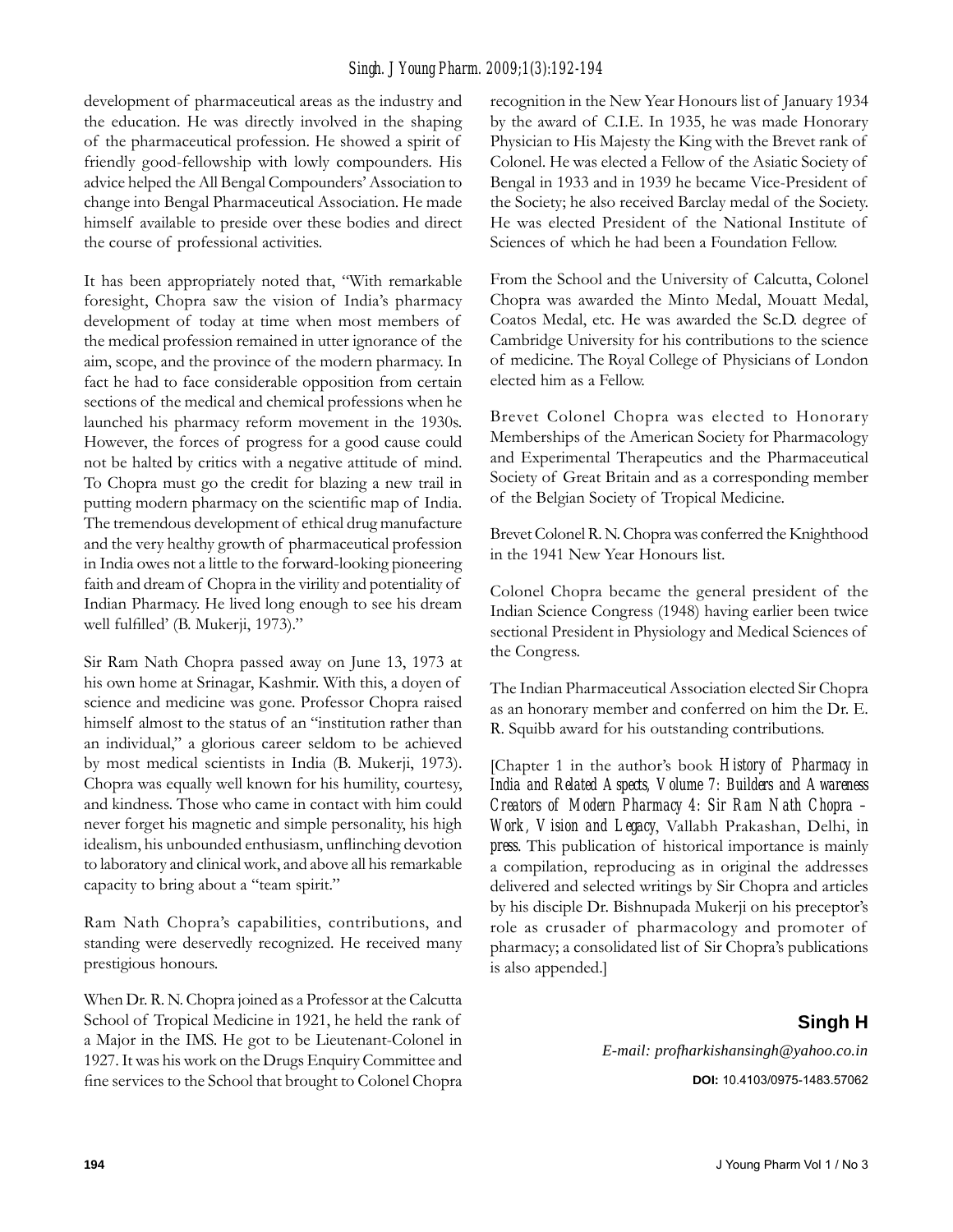development of pharmaceutical areas as the industry and the education. He was directly involved in the shaping of the pharmaceutical profession. He showed a spirit of friendly good-fellowship with lowly compounders. His advice helped the All Bengal Compounders' Association to change into Bengal Pharmaceutical Association. He made himself available to preside over these bodies and direct the course of professional activities.

It has been appropriately noted that, "With remarkable foresight, Chopra saw the vision of India's pharmacy development of today at time when most members of the medical profession remained in utter ignorance of the aim, scope, and the province of the modern pharmacy. In fact he had to face considerable opposition from certain sections of the medical and chemical professions when he launched his pharmacy reform movement in the 1930s. However, the forces of progress for a good cause could not be halted by critics with a negative attitude of mind. To Chopra must go the credit for blazing a new trail in putting modern pharmacy on the scientific map of India. The tremendous development of ethical drug manufacture and the very healthy growth of pharmaceutical profession in India owes not a little to the forward-looking pioneering faith and dream of Chopra in the virility and potentiality of Indian Pharmacy. He lived long enough to see his dream well fulfilled' (B. Mukerji, 1973)."

Sir Ram Nath Chopra passed away on June 13, 1973 at his own home at Srinagar, Kashmir. With this, a doyen of science and medicine was gone. Professor Chopra raised himself almost to the status of an "institution rather than an individual," a glorious career seldom to be achieved by most medical scientists in India (B. Mukerji, 1973). Chopra was equally well known for his humility, courtesy, and kindness. Those who came in contact with him could never forget his magnetic and simple personality, his high idealism, his unbounded enthusiasm, unflinching devotion to laboratory and clinical work, and above all his remarkable capacity to bring about a "team spirit."

Ram Nath Chopra's capabilities, contributions, and standing were deservedly recognized. He received many prestigious honours.

When Dr. R. N. Chopra joined as a Professor at the Calcutta School of Tropical Medicine in 1921, he held the rank of a Major in the IMS. He got to be Lieutenant-Colonel in 1927. It was his work on the Drugs Enquiry Committee and fine services to the School that brought to Colonel Chopra recognition in the New Year Honours list of January 1934 by the award of C.I.E. In 1935, he was made Honorary Physician to His Majesty the King with the Brevet rank of Colonel. He was elected a Fellow of the Asiatic Society of Bengal in 1933 and in 1939 he became Vice-President of the Society; he also received Barclay medal of the Society. He was elected President of the National Institute of Sciences of which he had been a Foundation Fellow.

From the School and the University of Calcutta, Colonel Chopra was awarded the Minto Medal, Mouatt Medal, Coatos Medal, etc. He was awarded the Sc.D. degree of Cambridge University for his contributions to the science of medicine. The Royal College of Physicians of London elected him as a Fellow.

Brevet Colonel Chopra was elected to Honorary Memberships of the American Society for Pharmacology and Experimental Therapeutics and the Pharmaceutical Society of Great Britain and as a corresponding member of the Belgian Society of Tropical Medicine.

Brevet Colonel R. N. Chopra was conferred the Knighthood in the 1941 New Year Honours list.

Colonel Chopra became the general president of the Indian Science Congress (1948) having earlier been twice sectional President in Physiology and Medical Sciences of the Congress.

The Indian Pharmaceutical Association elected Sir Chopra as an honorary member and conferred on him the Dr. E. R. Squibb award for his outstanding contributions.

[Chapter 1 in the author's book *History of Pharmacy in India and Related Aspects, Volume 7: Builders and Awareness Creators of Modern Pharmacy 4: Sir Ram Nath Chopra – Work, Vision and Legacy*, Vallabh Prakashan, Delhi, *in press*. This publication of historical importance is mainly a compilation, reproducing as in original the addresses delivered and selected writings by Sir Chopra and articles by his disciple Dr. Bishnupada Mukerji on his preceptor's role as crusader of pharmacology and promoter of pharmacy; a consolidated list of Sir Chopra's publications is also appended.]

**Singh H**

*E-mail: profharkishansingh@yahoo.co.in*

**DOI:** 10.4103/0975-1483.57062